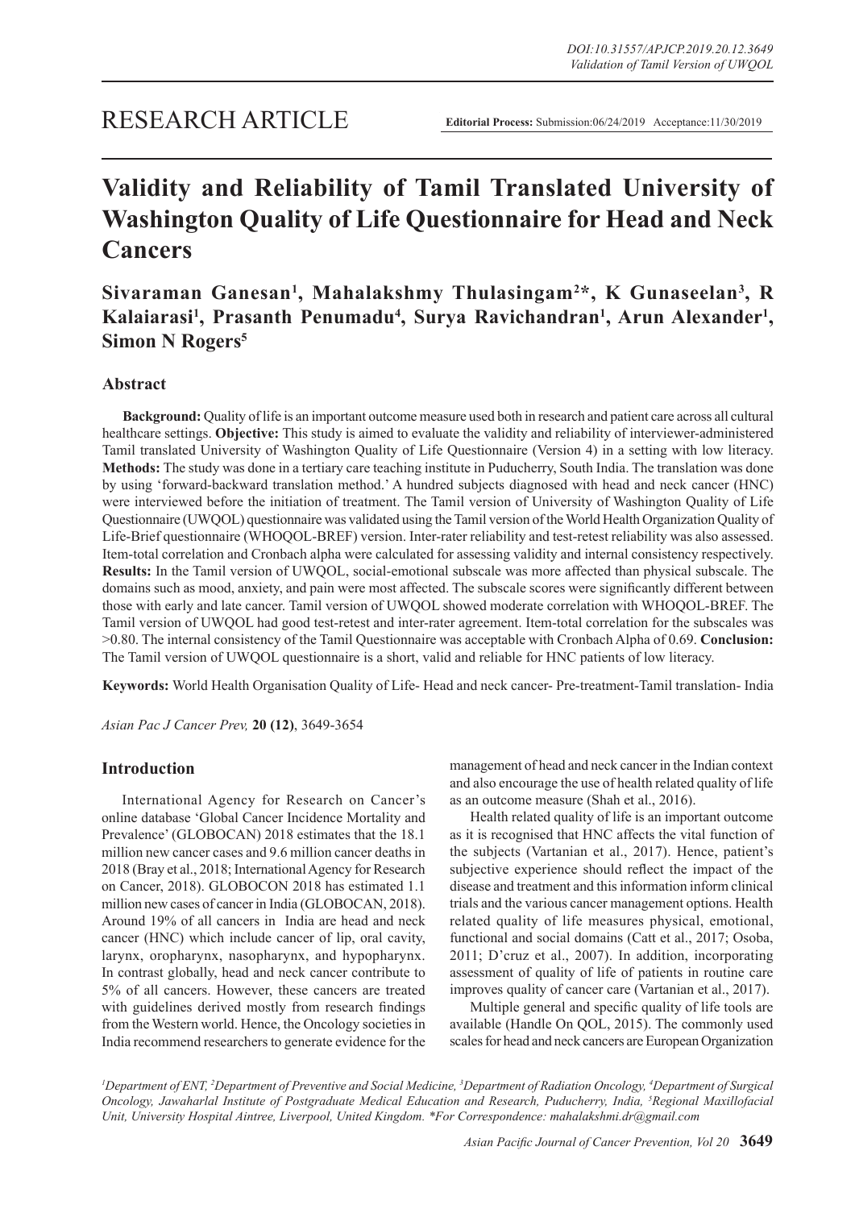RESEARCH ARTICLE

**Editorial Process:** Submission:06/24/2019 Acceptance:11/30/2019

# Validity and Reliability of Tamil Translated University of Washington Quality of Life Questionnaire for Head and Neck Cancers

**Sivaraman Ganesan[1], Mahalakshmy Thulasingam[2]*, K Gunaseelan[3], R Kalaiarasi[1], Prasanth Penumadu[4], Surya Ravichandran[1], Arun Alexander[1], Simon N Rogers[5]**

## Abstract

**Background:** Quality of life is an important outcome measure used both in research and patient care across all cultural healthcare settings. **Objective:** This study is aimed to evaluate the validity and reliability of interviewer-administered Tamil translated University of Washington Quality of Life Questionnaire (Version 4) in a setting with low literacy. **Methods:** The study was done in a tertiary care teaching institute in Puducherry, South India. The translation was done by using 'forward-backward translation method.' A hundred subjects diagnosed with head and neck cancer (HNC) were interviewed before the initiation of treatment. The Tamil version of University of Washington Quality of Life Questionnaire (UWQOL) questionnaire was validated using the Tamil version of the World Health Organization Quality of Life-Brief questionnaire (WHOQOL-BREF) version. Inter-rater reliability and test-retest reliability was also assessed. Item-total correlation and Cronbach alpha were calculated for assessing validity and internal consistency respectively. **Results:** In the Tamil version of UWQOL, social-emotional subscale was more affected than physical subscale. The domains such as mood, anxiety, and pain were most affected. The subscale scores were significantly different between those with early and late cancer. Tamil version of UWQOL showed moderate correlation with WHOQOL-BREF. The Tamil version of UWQOL had good test-retest and inter-rater agreement. Item-total correlation for the subscales was >0.80. The internal consistency of the Tamil Questionnaire was acceptable with Cronbach Alpha of 0.69. **Conclusion:** The Tamil version of UWQOL questionnaire is a short, valid and reliable for HNC patients of low literacy.

**Keywords:** World Health Organisation Quality of Life- Head and neck cancer- Pre-treatment-Tamil translation- India

*Asian Pac J Cancer Prev,* **20 (12)**, 3649-3654

## Introduction

International Agency for Research on Cancer's online database 'Global Cancer Incidence Mortality and Prevalence' (GLOBOCAN) 2018 estimates that the 18.1 million new cancer cases and 9.6 million cancer deaths in 2018 (Bray et al., 2018; International Agency for Research on Cancer, 2018). GLOBOCON 2018 has estimated 1.1 million new cases of cancer in India (GLOBOCAN, 2018). Around 19% of all cancers in India are head and neck cancer (HNC) which include cancer of lip, oral cavity, larynx, oropharynx, nasopharynx, and hypopharynx. In contrast globally, head and neck cancer contribute to 5% of all cancers. However, these cancers are treated with guidelines derived mostly from research findings from the Western world. Hence, the Oncology societies in India recommend researchers to generate evidence for the management of head and neck cancer in the Indian context and also encourage the use of health related quality of life as an outcome measure (Shah et al., 2016).

Health related quality of life is an important outcome as it is recognised that HNC affects the vital function of the subjects (Vartanian et al., 2017). Hence, patient's subjective experience should reflect the impact of the disease and treatment and this information inform clinical trials and the various cancer management options. Health related quality of life measures physical, emotional, functional and social domains (Catt et al., 2017; Osoba, 2011; D'cruz et al., 2007). In addition, incorporating assessment of quality of life of patients in routine care improves quality of cancer care (Vartanian et al., 2017).

Multiple general and specific quality of life tools are available (Handle On QOL, 2015). The commonly used scales for head and neck cancers are European Organization

[1]*Department of ENT,* [2]*Department of Preventive and Social Medicine,* [3]*Department of Radiation Oncology,* [4]*Department of Surgical Oncology, Jawaharlal Institute of Postgraduate Medical Education and Research, Puducherry, India,* [5]*Regional Maxillofacial Unit, University Hospital Aintree, Liverpool, United Kingdom. *For Correspondence: mahalakshmi.dr@gmail.com*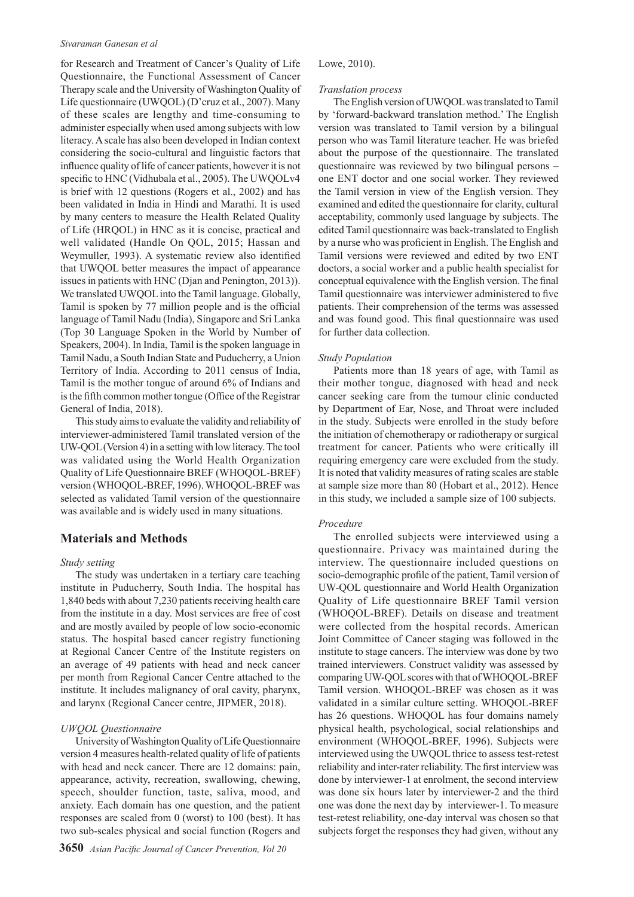for Research and Treatment of Cancer's Quality of Life Questionnaire, the Functional Assessment of Cancer Therapy scale and the University of Washington Quality of Life questionnaire (UWQOL) (D'cruz et al., 2007). Many of these scales are lengthy and time-consuming to administer especially when used among subjects with low literacy. A scale has also been developed in Indian context considering the socio-cultural and linguistic factors that influence quality of life of cancer patients, however it is not specific to HNC (Vidhubala et al., 2005). The UWQOLv4 is brief with 12 questions (Rogers et al., 2002) and has been validated in India in Hindi and Marathi. It is used by many centers to measure the Health Related Quality of Life (HRQOL) in HNC as it is concise, practical and well validated (Handle On QOL, 2015; Hassan and Weymuller, 1993). A systematic review also identified that UWQOL better measures the impact of appearance issues in patients with HNC (Djan and Penington, 2013)). We translated UWQOL into the Tamil language. Globally, Tamil is spoken by 77 million people and is the official language of Tamil Nadu (India), Singapore and Sri Lanka (Top 30 Language Spoken in the World by Number of Speakers, 2004). In India, Tamil is the spoken language in Tamil Nadu, a South Indian State and Puducherry, a Union Territory of India. According to 2011 census of India, Tamil is the mother tongue of around 6% of Indians and is the fifth common mother tongue (Office of the Registrar General of India, 2018).

This study aims to evaluate the validity and reliability of interviewer-administered Tamil translated version of the UW-QOL (Version 4) in a setting with low literacy. The tool was validated using the World Health Organization Quality of Life Questionnaire BREF (WHOQOL-BREF) version (WHOQOL-BREF, 1996). WHOQOL-BREF was selected as validated Tamil version of the questionnaire was available and is widely used in many situations.

## Materials and Methods

*Study setting*

The study was undertaken in a tertiary care teaching institute in Puducherry, South India. The hospital has 1,840 beds with about 7,230 patients receiving health care from the institute in a day. Most services are free of cost and are mostly availed by people of low socio-economic status. The hospital based cancer registry functioning at Regional Cancer Centre of the Institute registers on an average of 49 patients with head and neck cancer per month from Regional Cancer Centre attached to the institute. It includes malignancy of oral cavity, pharynx, and larynx (Regional Cancer centre, JIPMER, 2018).

*UWQOL Questionnaire*

University of Washington Quality of Life Questionnaire version 4 measures health-related quality of life of patients with head and neck cancer. There are 12 domains: pain, appearance, activity, recreation, swallowing, chewing, speech, shoulder function, taste, saliva, mood, and anxiety. Each domain has one question, and the patient responses are scaled from 0 (worst) to 100 (best). It has two sub-scales physical and social function (Rogers and Lowe, 2010).

*Translation process*

The English version of UWQOL was translated to Tamil by 'forward-backward translation method.' The English version was translated to Tamil version by a bilingual person who was Tamil literature teacher. He was briefed about the purpose of the questionnaire. The translated questionnaire was reviewed by two bilingual persons – one ENT doctor and one social worker. They reviewed the Tamil version in view of the English version. They examined and edited the questionnaire for clarity, cultural acceptability, commonly used language by subjects. The edited Tamil questionnaire was back-translated to English by a nurse who was proficient in English. The English and Tamil versions were reviewed and edited by two ENT doctors, a social worker and a public health specialist for conceptual equivalence with the English version. The final Tamil questionnaire was interviewer administered to five patients. Their comprehension of the terms was assessed and was found good. This final questionnaire was used for further data collection.

*Study Population*

Patients more than 18 years of age, with Tamil as their mother tongue, diagnosed with head and neck cancer seeking care from the tumour clinic conducted by Department of Ear, Nose, and Throat were included in the study. Subjects were enrolled in the study before the initiation of chemotherapy or radiotherapy or surgical treatment for cancer. Patients who were critically ill requiring emergency care were excluded from the study. It is noted that validity measures of rating scales are stable at sample size more than 80 (Hobart et al., 2012). Hence in this study, we included a sample size of 100 subjects.

*Procedure*

The enrolled subjects were interviewed using a questionnaire. Privacy was maintained during the interview. The questionnaire included questions on socio-demographic profile of the patient, Tamil version of UW-QOL questionnaire and World Health Organization Quality of Life questionnaire BREF Tamil version (WHOQOL-BREF). Details on disease and treatment were collected from the hospital records. American Joint Committee of Cancer staging was followed in the institute to stage cancers. The interview was done by two trained interviewers. Construct validity was assessed by comparing UW-QOL scores with that of WHOQOL-BREF Tamil version. WHOQOL-BREF was chosen as it was validated in a similar culture setting. WHOQOL-BREF has 26 questions. WHOQOL has four domains namely physical health, psychological, social relationships and environment (WHOQOL-BREF, 1996). Subjects were interviewed using the UWQOL thrice to assess test-retest reliability and inter-rater reliability. The first interview was done by interviewer-1 at enrolment, the second interview was done six hours later by interviewer-2 and the third one was done the next day by interviewer-1. To measure test-retest reliability, one-day interval was chosen so that subjects forget the responses they had given, without any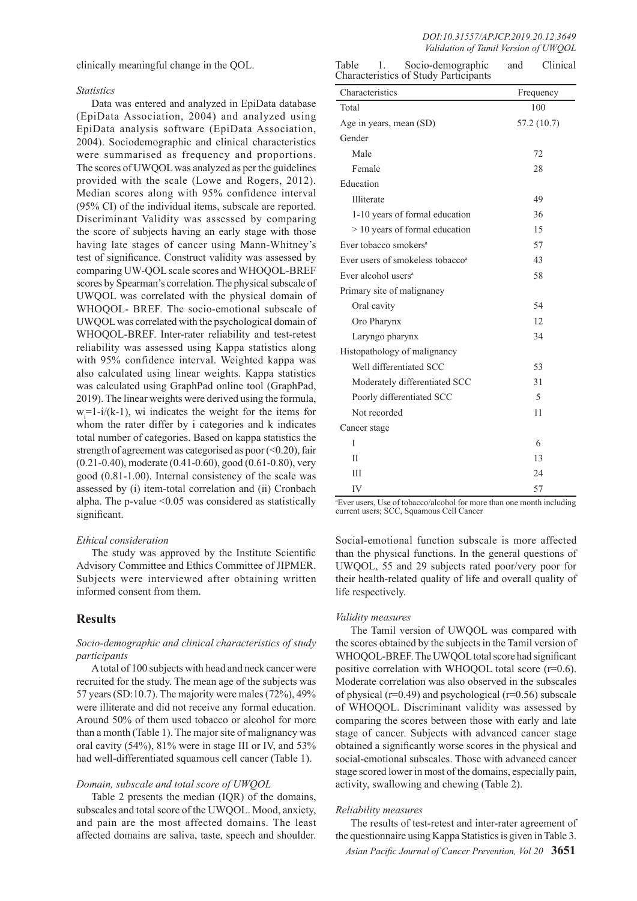clinically meaningful change in the QOL.

*Statistics*

Data was entered and analyzed in EpiData database (EpiData Association, 2004) and analyzed using EpiData analysis software (EpiData Association, 2004). Sociodemographic and clinical characteristics were summarised as frequency and proportions. The scores of UWQOL was analyzed as per the guidelines provided with the scale (Lowe and Rogers, 2012). Median scores along with 95% confidence interval (95% CI) of the individual items, subscale are reported. Discriminant Validity was assessed by comparing the score of subjects having an early stage with those having late stages of cancer using Mann-Whitney's test of significance. Construct validity was assessed by comparing UW-QOL scale scores and WHOQOL-BREF scores by Spearman's correlation. The physical subscale of UWQOL was correlated with the physical domain of WHOQOL- BREF. The socio-emotional subscale of UWQOL was correlated with the psychological domain of WHOQOL-BREF. Inter-rater reliability and test-retest reliability was assessed using Kappa statistics along with 95% confidence interval. Weighted kappa was also calculated using linear weights. Kappa statistics was calculated using GraphPad online tool (GraphPad, 2019). The linear weights were derived using the formula, $w_i=1-i/(k-1)$, wi indicates the weight for the items for whom the rater differ by i categories and k indicates total number of categories. Based on kappa statistics the strength of agreement was categorised as poor (<0.20), fair (0.21-0.40), moderate (0.41-0.60), good (0.61-0.80), very good (0.81-1.00). Internal consistency of the scale was assessed by (i) item-total correlation and (ii) Cronbach alpha. The p-value <0.05 was considered as statistically significant.

*Ethical consideration*

The study was approved by the Institute Scientific Advisory Committee and Ethics Committee of JIPMER. Subjects were interviewed after obtaining written informed consent from them.

## Results

*Socio-demographic and clinical characteristics of study participants*

A total of 100 subjects with head and neck cancer were recruited for the study. The mean age of the subjects was 57 years (SD:10.7). The majority were males (72%), 49% were illiterate and did not receive any formal education. Around 50% of them used tobacco or alcohol for more than a month (Table 1). The major site of malignancy was oral cavity (54%), 81% were in stage III or IV, and 53% had well-differentiated squamous cell cancer (Table 1).

Table 1. Socio-demographic and Clinical Characteristics of Study Participants

| Characteristics | Frequency |
|---|---|
| Total | 100 |
| Age in years, mean (SD) | 57.2 (10.7) |
| Gender | |
| Male | 72 |
| Female | 28 |
| Education | |
| Illiterate | 49 |
| 1-10 years of formal education | 36 |
| > 10 years of formal education | 15 |
| Ever tobacco smokers[a] | 57 |
| Ever users of smokeless tobacco[a] | 43 |
| Ever alcohol users[a] | 58 |
| Primary site of malignancy | |
| Oral cavity | 54 |
| Oro Pharynx | 12 |
| Laryngo pharynx | 34 |
| Histopathology of malignancy | |
| Well differentiated SCC | 53 |
| Moderately differentiated SCC | 31 |
| Poorly differentiated SCC | 5 |
| Not recorded | 11 |
| Cancer stage | |
| I | 6 |
| II | 13 |
| III | 24 |
| IV | 57 |

[a]Ever users, Use of tobacco/alcohol for more than one month including current users; SCC, Squamous Cell Cancer

*Domain, subscale and total score of UWQOL*

Table 2 presents the median (IQR) of the domains, subscales and total score of the UWQOL. Mood, anxiety, and pain are the most affected domains. The least affected domains are saliva, taste, speech and shoulder. Social-emotional function subscale is more affected than the physical functions. In the general questions of UWQOL, 55 and 29 subjects rated poor/very poor for their health-related quality of life and overall quality of life respectively.

*Validity measures*

The Tamil version of UWQOL was compared with the scores obtained by the subjects in the Tamil version of WHOQOL-BREF. The UWQOL total score had significant positive correlation with WHOQOL total score (r=0.6). Moderate correlation was also observed in the subscales of physical (r=0.49) and psychological (r=0.56) subscale of WHOQOL. Discriminant validity was assessed by comparing the scores between those with early and late stage of cancer. Subjects with advanced cancer stage obtained a significantly worse scores in the physical and social-emotional subscales. Those with advanced cancer stage scored lower in most of the domains, especially pain, activity, swallowing and chewing (Table 2).

*Reliability measures*

The results of test-retest and inter-rater agreement of the questionnaire using Kappa Statistics is given in Table 3.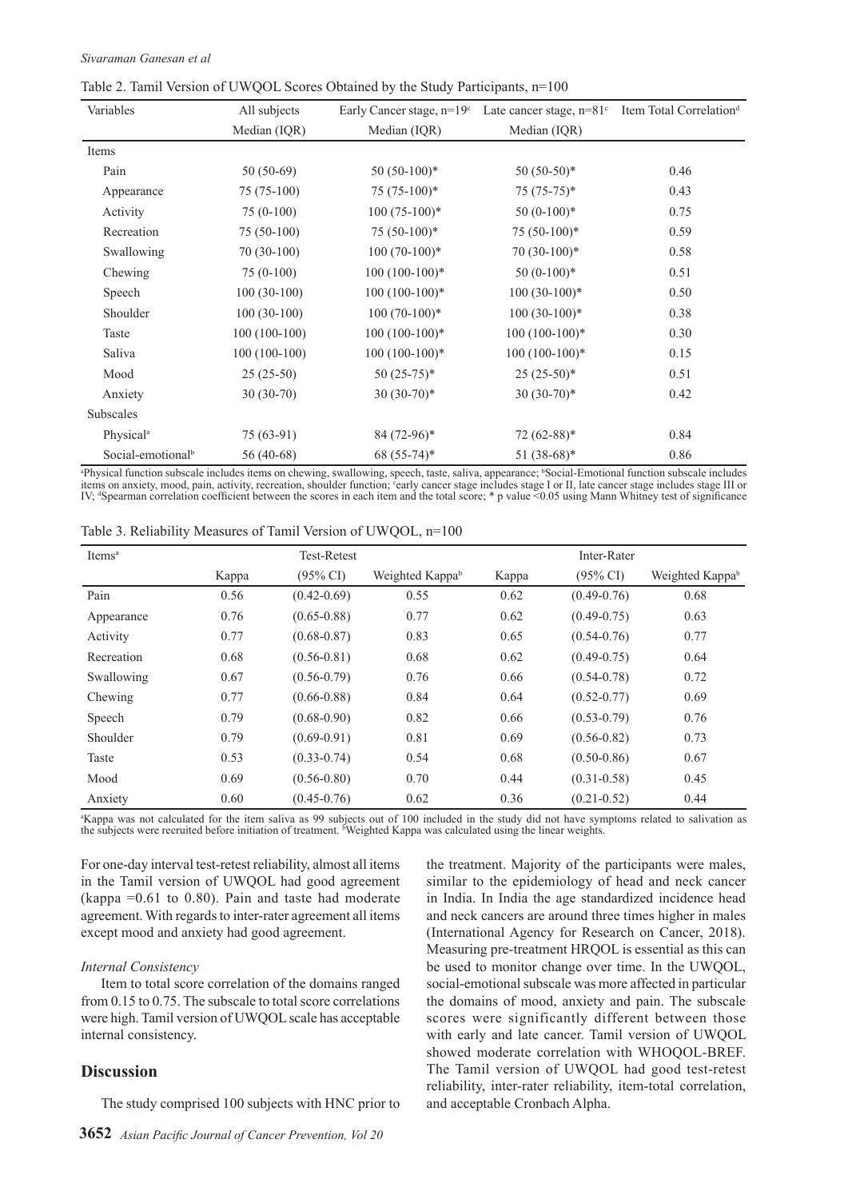Table 2. Tamil Version of UWQOL Scores Obtained by the Study Participants, n=100

| Variables | All subjects | Early Cancer stage, n=19[c] | Late cancer stage, n=81[c] | Item Total Correlation[d] |
|---|---|---|---|---|
| | Median (IQR) | Median (IQR) | Median (IQR) | |
| Items | | | | |
| Pain | 50 (50-69) | 50 (50-100)* | 50 (50-50)* | 0.46 |
| Appearance | 75 (75-100) | 75 (75-100)* | 75 (75-75)* | 0.43 |
| Activity | 75 (0-100) | 100 (75-100)* | 50 (0-100)* | 0.75 |
| Recreation | 75 (50-100) | 75 (50-100)* | 75 (50-100)* | 0.59 |
| Swallowing | 70 (30-100) | 100 (70-100)* | 70 (30-100)* | 0.58 |
| Chewing | 75 (0-100) | 100 (100-100)* | 50 (0-100)* | 0.51 |
| Speech | 100 (30-100) | 100 (100-100)* | 100 (30-100)* | 0.50 |
| Shoulder | 100 (30-100) | 100 (70-100)* | 100 (30-100)* | 0.38 |
| Taste | 100 (100-100) | 100 (100-100)* | 100 (100-100)* | 0.30 |
| Saliva | 100 (100-100) | 100 (100-100)* | 100 (100-100)* | 0.15 |
| Mood | 25 (25-50) | 50 (25-75)* | 25 (25-50)* | 0.51 |
| Anxiety | 30 (30-70) | 30 (30-70)* | 30 (30-70)* | 0.42 |
| Subscales | | | | |
| Physical[a] | 75 (63-91) | 84 (72-96)* | 72 (62-88)* | 0.84 |
| Social-emotional[b] | 56 (40-68) | 68 (55-74)* | 51 (38-68)* | 0.86 |

[a]Physical function subscale includes items on chewing, swallowing, speech, taste, saliva, appearance; [b]Social-Emotional function subscale includes items on anxiety, mood, pain, activity, recreation, shoulder function; [c]early cancer stage includes stage I or II, late cancer stage includes stage III or IV; [d]Spearman correlation coefficient between the scores in each item and the total score; * p value <0.05 using Mann Whitney test of significance

Table 3. Reliability Measures of Tamil Version of UWQOL, n=100

| Items[a] | Test-Retest | | | Inter-Rater | | |
|---|---|---|---|---|---|---|
| | Kappa | (95% CI) | Weighted Kappa[b] | Kappa | (95% CI) | Weighted Kappa[b] |
| Pain | 0.56 | (0.42-0.69) | 0.55 | 0.62 | (0.49-0.76) | 0.68 |
| Appearance | 0.76 | (0.65-0.88) | 0.77 | 0.62 | (0.49-0.75) | 0.63 |
| Activity | 0.77 | (0.68-0.87) | 0.83 | 0.65 | (0.54-0.76) | 0.77 |
| Recreation | 0.68 | (0.56-0.81) | 0.68 | 0.62 | (0.49-0.75) | 0.64 |
| Swallowing | 0.67 | (0.56-0.79) | 0.76 | 0.66 | (0.54-0.78) | 0.72 |
| Chewing | 0.77 | (0.66-0.88) | 0.84 | 0.64 | (0.52-0.77) | 0.69 |
| Speech | 0.79 | (0.68-0.90) | 0.82 | 0.66 | (0.53-0.79) | 0.76 |
| Shoulder | 0.79 | (0.69-0.91) | 0.81 | 0.69 | (0.56-0.82) | 0.73 |
| Taste | 0.53 | (0.33-0.74) | 0.54 | 0.68 | (0.50-0.86) | 0.67 |
| Mood | 0.69 | (0.56-0.80) | 0.70 | 0.44 | (0.31-0.58) | 0.45 |
| Anxiety | 0.60 | (0.45-0.76) | 0.62 | 0.36 | (0.21-0.52) | 0.44 |

[a]Kappa was not calculated for the item saliva as 99 subjects out of 100 included in the study did not have symptoms related to salivation as the subjects were recruited before initiation of treatment. [b]Weighted Kappa was calculated using the linear weights.

For one-day interval test-retest reliability, almost all items in the Tamil version of UWQOL had good agreement (kappa =0.61 to 0.80). Pain and taste had moderate agreement. With regards to inter-rater agreement all items except mood and anxiety had good agreement.

*Internal Consistency*

Item to total score correlation of the domains ranged from 0.15 to 0.75. The subscale to total score correlations were high. Tamil version of UWQOL scale has acceptable internal consistency.

## Discussion

The study comprised 100 subjects with HNC prior to the treatment. Majority of the participants were males, similar to the epidemiology of head and neck cancer in India. In India the age standardized incidence head and neck cancers are around three times higher in males (International Agency for Research on Cancer, 2018). Measuring pre-treatment HRQOL is essential as this can be used to monitor change over time. In the UWQOL, social-emotional subscale was more affected in particular the domains of mood, anxiety and pain. The subscale scores were significantly different between those with early and late cancer. Tamil version of UWQOL showed moderate correlation with WHOQOL-BREF. The Tamil version of UWQOL had good test-retest reliability, inter-rater reliability, item-total correlation, and acceptable Cronbach Alpha.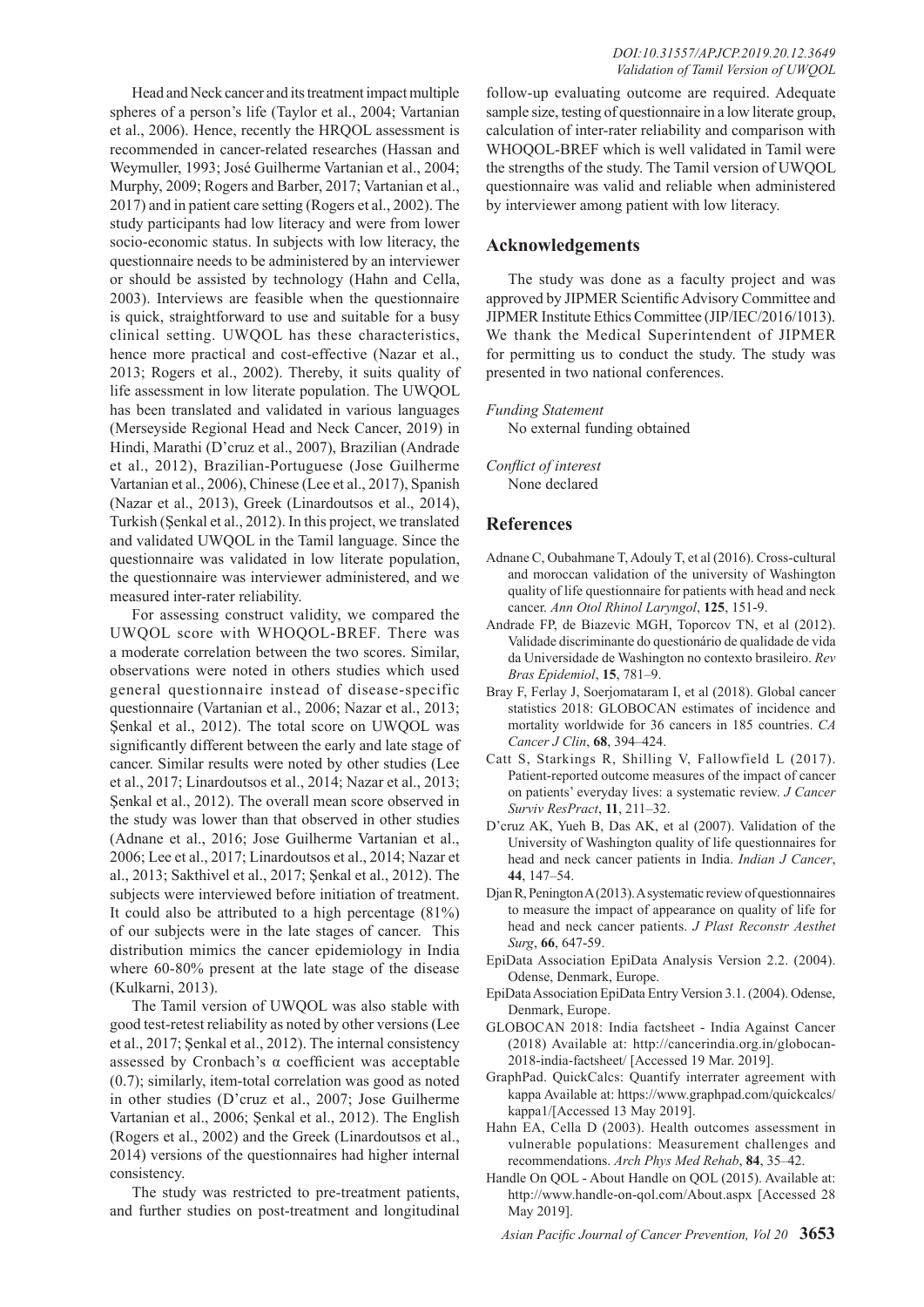Head and Neck cancer and its treatment impact multiple spheres of a person's life (Taylor et al., 2004; Vartanian et al., 2006). Hence, recently the HRQOL assessment is recommended in cancer-related researches (Hassan and Weymuller, 1993; José Guilherme Vartanian et al., 2004; Murphy, 2009; Rogers and Barber, 2017; Vartanian et al., 2017) and in patient care setting (Rogers et al., 2002). The study participants had low literacy and were from lower socio-economic status. In subjects with low literacy, the questionnaire needs to be administered by an interviewer or should be assisted by technology (Hahn and Cella, 2003). Interviews are feasible when the questionnaire is quick, straightforward to use and suitable for a busy clinical setting. UWQOL has these characteristics, hence more practical and cost-effective (Nazar et al., 2013; Rogers et al., 2002). Thereby, it suits quality of life assessment in low literate population. The UWQOL has been translated and validated in various languages (Merseyside Regional Head and Neck Cancer, 2019) in Hindi, Marathi (D'cruz et al., 2007), Brazilian (Andrade et al., 2012), Brazilian-Portuguese (Jose Guilherme Vartanian et al., 2006), Chinese (Lee et al., 2017), Spanish (Nazar et al., 2013), Greek (Linardoutsos et al., 2014), Turkish (Şenkal et al., 2012). In this project, we translated and validated UWQOL in the Tamil language. Since the questionnaire was validated in low literate population, the questionnaire was interviewer administered, and we measured inter-rater reliability.

For assessing construct validity, we compared the UWQOL score with WHOQOL-BREF. There was a moderate correlation between the two scores. Similar, observations were noted in others studies which used general questionnaire instead of disease-specific questionnaire (Vartanian et al., 2006; Nazar et al., 2013; Şenkal et al., 2012). The total score on UWQOL was significantly different between the early and late stage of cancer. Similar results were noted by other studies (Lee et al., 2017; Linardoutsos et al., 2014; Nazar et al., 2013; Şenkal et al., 2012). The overall mean score observed in the study was lower than that observed in other studies (Adnane et al., 2016; Jose Guilherme Vartanian et al., 2006; Lee et al., 2017; Linardoutsos et al., 2014; Nazar et al., 2013; Sakthivel et al., 2017; Şenkal et al., 2012). The subjects were interviewed before initiation of treatment. It could also be attributed to a high percentage (81%) of our subjects were in the late stages of cancer. This distribution mimics the cancer epidemiology in India where 60-80% present at the late stage of the disease (Kulkarni, 2013).

The Tamil version of UWQOL was also stable with good test-retest reliability as noted by other versions (Lee et al., 2017; Şenkal et al., 2012). The internal consistency assessed by Cronbach's $\alpha$ coefficient was acceptable (0.7); similarly, item-total correlation was good as noted in other studies (D'cruz et al., 2007; Jose Guilherme Vartanian et al., 2006; Şenkal et al., 2012). The English (Rogers et al., 2002) and the Greek (Linardoutsos et al., 2014) versions of the questionnaires had higher internal consistency.

The study was restricted to pre-treatment patients, and further studies on post-treatment and longitudinal follow-up evaluating outcome are required. Adequate sample size, testing of questionnaire in a low literate group, calculation of inter-rater reliability and comparison with WHOQOL-BREF which is well validated in Tamil were the strengths of the study. The Tamil version of UWQOL questionnaire was valid and reliable when administered by interviewer among patient with low literacy.

## Acknowledgements

The study was done as a faculty project and was approved by JIPMER Scientific Advisory Committee and JIPMER Institute Ethics Committee (JIP/IEC/2016/1013). We thank the Medical Superintendent of JIPMER for permitting us to conduct the study. The study was presented in two national conferences.

*Funding Statement*

No external funding obtained

*Conflict of interest*

None declared

## References

Adnane C, Oubahmane T, Adouly T, et al (2016). Cross-cultural and moroccan validation of the university of Washington quality of life questionnaire for patients with head and neck cancer. *Ann Otol Rhinol Laryngol*, **125**, 151-9.

Andrade FP, de Biazevic MGH, Toporcov TN, et al (2012). Validade discriminante do questionário de qualidade de vida da Universidade de Washington no contexto brasileiro. *Rev Bras Epidemiol*, **15**, 781–9.

Bray F, Ferlay J, Soerjomataram I, et al (2018). Global cancer statistics 2018: GLOBOCAN estimates of incidence and mortality worldwide for 36 cancers in 185 countries. *CA Cancer J Clin*, **68**, 394–424.

Catt S, Starkings R, Shilling V, Fallowfield L (2017). Patient-reported outcome measures of the impact of cancer on patients' everyday lives: a systematic review. *J Cancer Surviv ResPract*, **11**, 211–32.

D'cruz AK, Yueh B, Das AK, et al (2007). Validation of the University of Washington quality of life questionnaires for head and neck cancer patients in India. *Indian J Cancer*, **44**, 147–54.

Djan R, Penington A (2013). A systematic review of questionnaires to measure the impact of appearance on quality of life for head and neck cancer patients. *J Plast Reconstr Aesthet Surg*, **66**, 647-59.

EpiData Association EpiData Analysis Version 2.2. (2004). Odense, Denmark, Europe.

EpiData Association EpiData Entry Version 3.1. (2004). Odense, Denmark, Europe.

GLOBOCAN 2018: India factsheet - India Against Cancer (2018) Available at: http://cancerindia.org.in/globocan-2018-india-factsheet/ [Accessed 19 Mar. 2019].

GraphPad. QuickCalcs: Quantify interrater agreement with kappa Available at: https://www.graphpad.com/quickcalcs/kappa1/[Accessed 13 May 2019].

Hahn EA, Cella D (2003). Health outcomes assessment in vulnerable populations: Measurement challenges and recommendations. *Arch Phys Med Rehab*, **84**, 35–42.

Handle On QOL - About Handle on QOL (2015). Available at: http://www.handle-on-qol.com/About.aspx [Accessed 28 May 2019].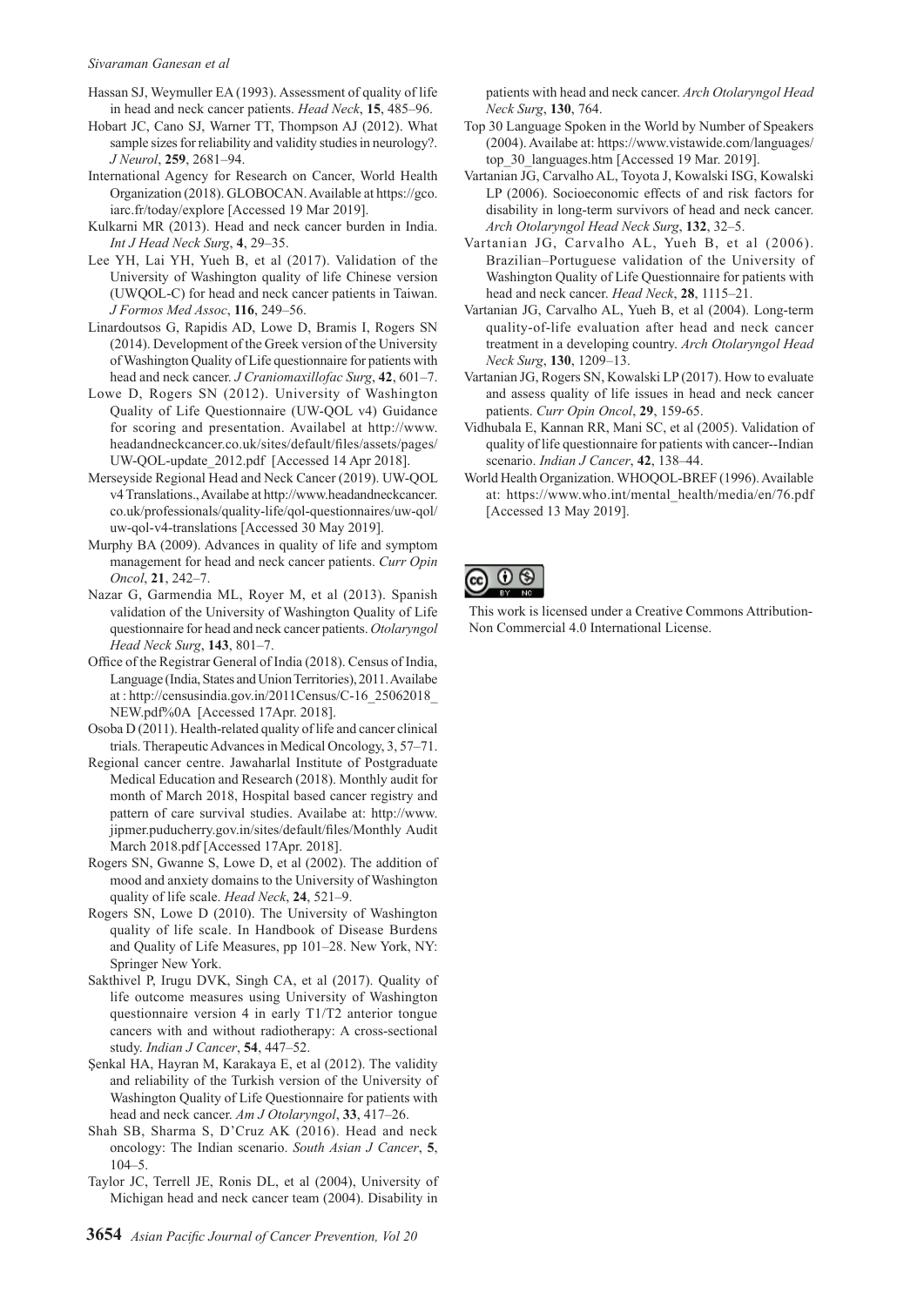Hassan SJ, Weymuller EA (1993). Assessment of quality of life in head and neck cancer patients. *Head Neck*, **15**, 485–96.

Hobart JC, Cano SJ, Warner TT, Thompson AJ (2012). What sample sizes for reliability and validity studies in neurology?. *J Neurol*, **259**, 2681–94.

International Agency for Research on Cancer, World Health Organization (2018). GLOBOCAN. Available at https://gco.iarc.fr/today/explore [Accessed 19 Mar 2019].

Kulkarni MR (2013). Head and neck cancer burden in India. *Int J Head Neck Surg*, **4**, 29–35.

Lee YH, Lai YH, Yueh B, et al (2017). Validation of the University of Washington quality of life Chinese version (UWQOL-C) for head and neck cancer patients in Taiwan. *J Formos Med Assoc*, **116**, 249–56.

Linardoutsos G, Rapidis AD, Lowe D, Bramis I, Rogers SN (2014). Development of the Greek version of the University of Washington Quality of Life questionnaire for patients with head and neck cancer. *J Craniomaxillofac Surg*, **42**, 601–7.

Lowe D, Rogers SN (2012). University of Washington Quality of Life Questionnaire (UW-QOL v4) Guidance for scoring and presentation. Availabel at http://www.headandneckcancer.co.uk/sites/default/files/assets/pages/UW-QOL-update_2012.pdf [Accessed 14 Apr 2018].

Merseyside Regional Head and Neck Cancer (2019). UW-QOL v4 Translations., Availabe at http://www.headandneckcancer.co.uk/professionals/quality-life/qol-questionnaires/uw-qol/uw-qol-v4-translations [Accessed 30 May 2019].

Murphy BA (2009). Advances in quality of life and symptom management for head and neck cancer patients. *Curr Opin Oncol*, **21**, 242–7.

Nazar G, Garmendia ML, Royer M, et al (2013). Spanish validation of the University of Washington Quality of Life questionnaire for head and neck cancer patients. *Otolaryngol Head Neck Surg*, **143**, 801–7.

Office of the Registrar General of India (2018). Census of India, Language (India, States and Union Territories), 2011. Availabe at : http://censusindia.gov.in/2011Census/C-16_25062018_NEW.pdf%0A [Accessed 17Apr. 2018].

Osoba D (2011). Health-related quality of life and cancer clinical trials. Therapeutic Advances in Medical Oncology, 3, 57–71.

Regional cancer centre. Jawaharlal Institute of Postgraduate Medical Education and Research (2018). Monthly audit for month of March 2018, Hospital based cancer registry and pattern of care survival studies. Availabe at: http://www.jipmer.puducherry.gov.in/sites/default/files/Monthly Audit March 2018.pdf [Accessed 17Apr. 2018].

Rogers SN, Gwanne S, Lowe D, et al (2002). The addition of mood and anxiety domains to the University of Washington quality of life scale. *Head Neck*, **24**, 521–9.

Rogers SN, Lowe D (2010). The University of Washington quality of life scale. In Handbook of Disease Burdens and Quality of Life Measures, pp 101–28. New York, NY: Springer New York.

Sakthivel P, Irugu DVK, Singh CA, et al (2017). Quality of life outcome measures using University of Washington questionnaire version 4 in early T1/T2 anterior tongue cancers with and without radiotherapy: A cross-sectional study. *Indian J Cancer*, **54**, 447–52.

Şenkal HA, Hayran M, Karakaya E, et al (2012). The validity and reliability of the Turkish version of the University of Washington Quality of Life Questionnaire for patients with head and neck cancer. *Am J Otolaryngol*, **33**, 417–26.

Shah SB, Sharma S, D'Cruz AK (2016). Head and neck oncology: The Indian scenario. *South Asian J Cancer*, **5**, 104–5.

Taylor JC, Terrell JE, Ronis DL, et al (2004), University of Michigan head and neck cancer team (2004). Disability in patients with head and neck cancer. *Arch Otolaryngol Head Neck Surg*, **130**, 764.

Top 30 Language Spoken in the World by Number of Speakers (2004). Availabe at: https://www.vistawide.com/languages/top_30_languages.htm [Accessed 19 Mar. 2019].

Vartanian JG, Carvalho AL, Toyota J, Kowalski ISG, Kowalski LP (2006). Socioeconomic effects of and risk factors for disability in long-term survivors of head and neck cancer. *Arch Otolaryngol Head Neck Surg*, **132**, 32–5.

Vartanian JG, Carvalho AL, Yueh B, et al (2006). Brazilian–Portuguese validation of the University of Washington Quality of Life Questionnaire for patients with head and neck cancer. *Head Neck*, **28**, 1115–21.

Vartanian JG, Carvalho AL, Yueh B, et al (2004). Long-term quality-of-life evaluation after head and neck cancer treatment in a developing country. *Arch Otolaryngol Head Neck Surg*, **130**, 1209–13.

Vartanian JG, Rogers SN, Kowalski LP (2017). How to evaluate and assess quality of life issues in head and neck cancer patients. *Curr Opin Oncol*, **29**, 159-65.

Vidhubala E, Kannan RR, Mani SC, et al (2005). Validation of quality of life questionnaire for patients with cancer--Indian scenario. *Indian J Cancer*, **42**, 138–44.

World Health Organization. WHOQOL-BREF (1996). Available at: https://www.who.int/mental_health/media/en/76.pdf [Accessed 13 May 2019].

This work is licensed under a Creative Commons Attribution-Non Commercial 4.0 International License.